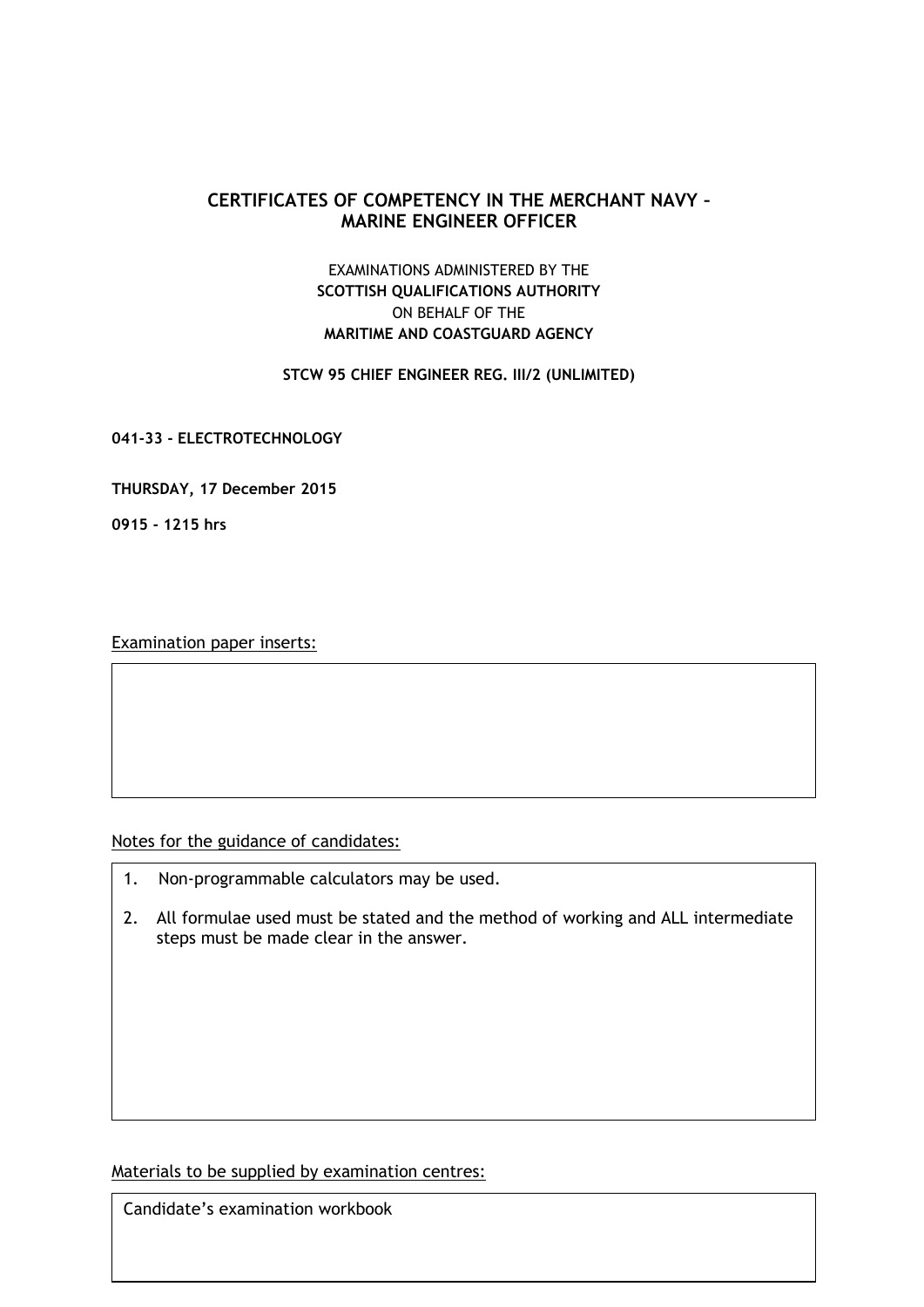# CERTIFICATES OF COMPETENCY IN THE MERCHANT NAVY – MARINE ENGINEER OFFICER

EXAMINATIONS ADMINISTERED BY THE
**SCOTTISH QUALIFICATIONS AUTHORITY**
ON BEHALF OF THE
**MARITIME AND COASTGUARD AGENCY**

**STCW 95 CHIEF ENGINEER REG. III/2 (UNLIMITED)**

**041-33 - ELECTROTECHNOLOGY**

**THURSDAY, 17 December 2015**

**0915 - 1215 hrs**

Examination paper inserts:

Notes for the guidance of candidates:

1. Non-programmable calculators may be used.
2. All formulae used must be stated and the method of working and ALL intermediate steps must be made clear in the answer.

Materials to be supplied by examination centres:

Candidate's examination workbook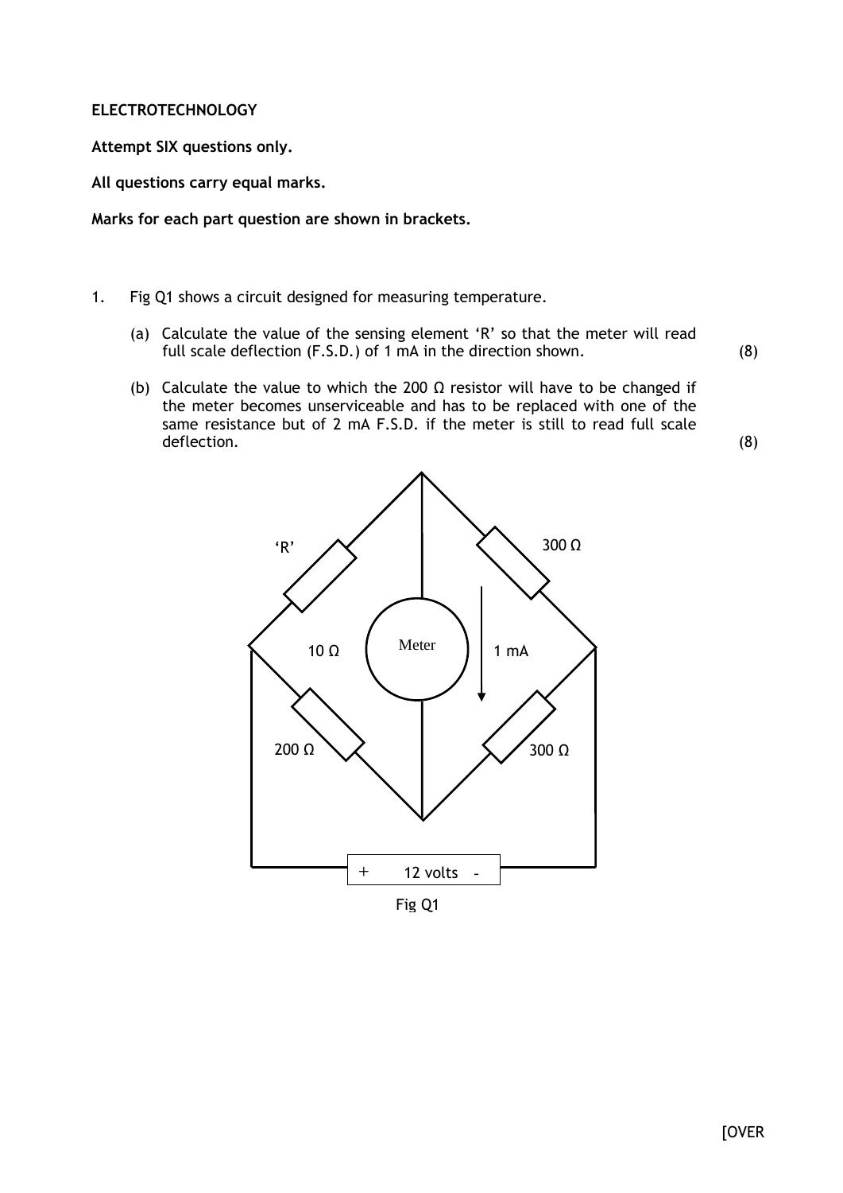**ELECTROTECHNOLOGY**

**Attempt SIX questions only.**

**All questions carry equal marks.**

**Marks for each part question are shown in brackets.**

1. Fig Q1 shows a circuit designed for measuring temperature.

    (a) Calculate the value of the sensing element 'R' so that the meter will read full scale deflection (F.S.D.) of 1 mA in the direction shown. (8)

    (b) Calculate the value to which the 200 Ω resistor will have to be changed if the meter becomes unserviceable and has to be replaced with one of the same resistance but of 2 mA F.S.D. if the meter is still to read full scale deflection. (8)

'R'

300 Ω

10 Ω

Meter

1 mA

200 Ω

300 Ω

\+ 12 volts -

Fig Q1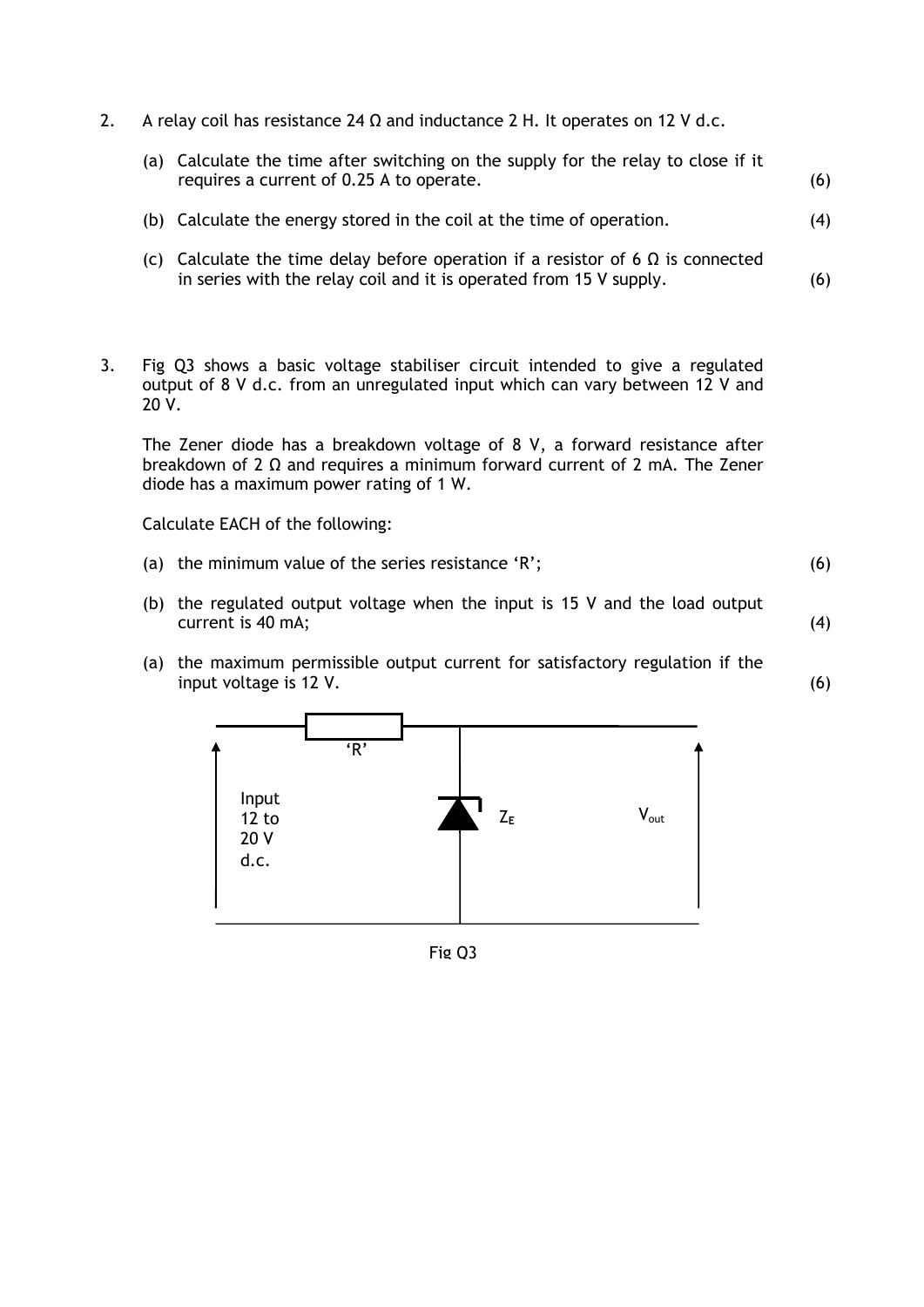2. A relay coil has resistance 24 Ω and inductance 2 H. It operates on 12 V d.c.

   (a) Calculate the time after switching on the supply for the relay to close if it requires a current of 0.25 A to operate. (6)

   (b) Calculate the energy stored in the coil at the time of operation. (4)

   (c) Calculate the time delay before operation if a resistor of 6 Ω is connected in series with the relay coil and it is operated from 15 V supply. (6)

3. Fig Q3 shows a basic voltage stabiliser circuit intended to give a regulated output of 8 V d.c. from an unregulated input which can vary between 12 V and 20 V.

   The Zener diode has a breakdown voltage of 8 V, a forward resistance after breakdown of 2 Ω and requires a minimum forward current of 2 mA. The Zener diode has a maximum power rating of 1 W.

   Calculate EACH of the following:

   (a) the minimum value of the series resistance 'R'; (6)

   (b) the regulated output voltage when the input is 15 V and the load output current is 40 mA; (4)

   (a) the maximum permissible output current for satisfactory regulation if the input voltage is 12 V. (6)

'R'

Input 12 to 20 V d.c.

$Z_E$

$V_{out}$

Fig Q3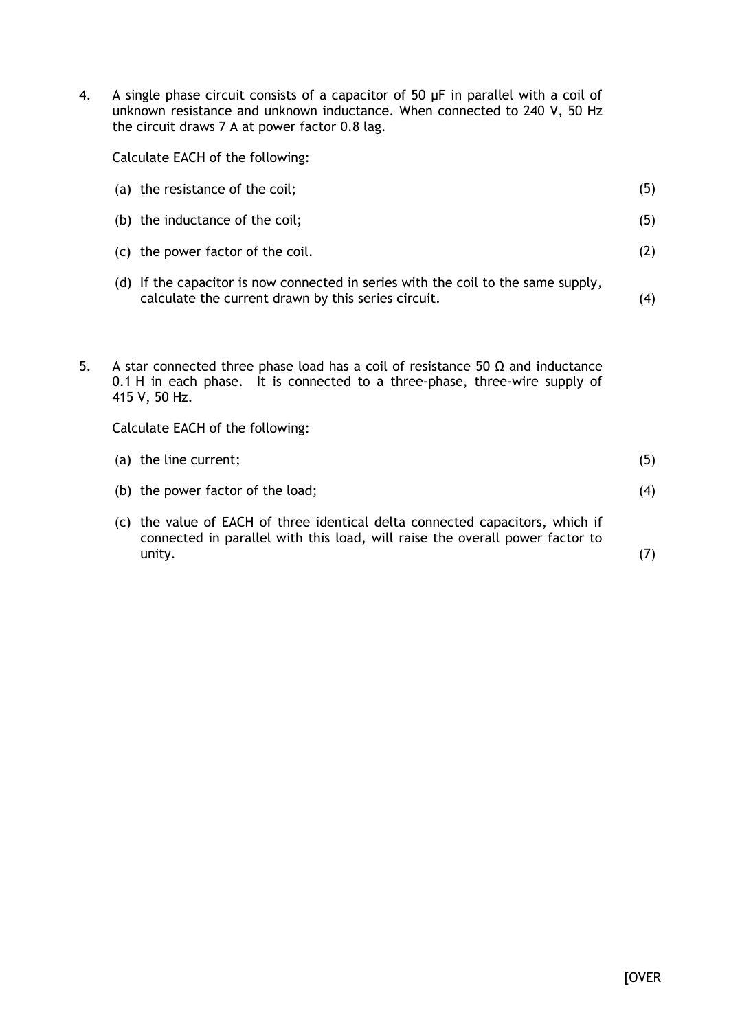4. A single phase circuit consists of a capacitor of 50 μF in parallel with a coil of unknown resistance and unknown inductance. When connected to 240 V, 50 Hz the circuit draws 7 A at power factor 0.8 lag.

   Calculate EACH of the following:

   (a) the resistance of the coil; (5)

   (b) the inductance of the coil; (5)

   (c) the power factor of the coil. (2)

   (d) If the capacitor is now connected in series with the coil to the same supply, calculate the current drawn by this series circuit. (4)

5. A star connected three phase load has a coil of resistance 50 Ω and inductance 0.1 H in each phase. It is connected to a three-phase, three-wire supply of 415 V, 50 Hz.

   Calculate EACH of the following:

   (a) the line current; (5)

   (b) the power factor of the load; (4)

   (c) the value of EACH of three identical delta connected capacitors, which if connected in parallel with this load, will raise the overall power factor to unity. (7)

[OVER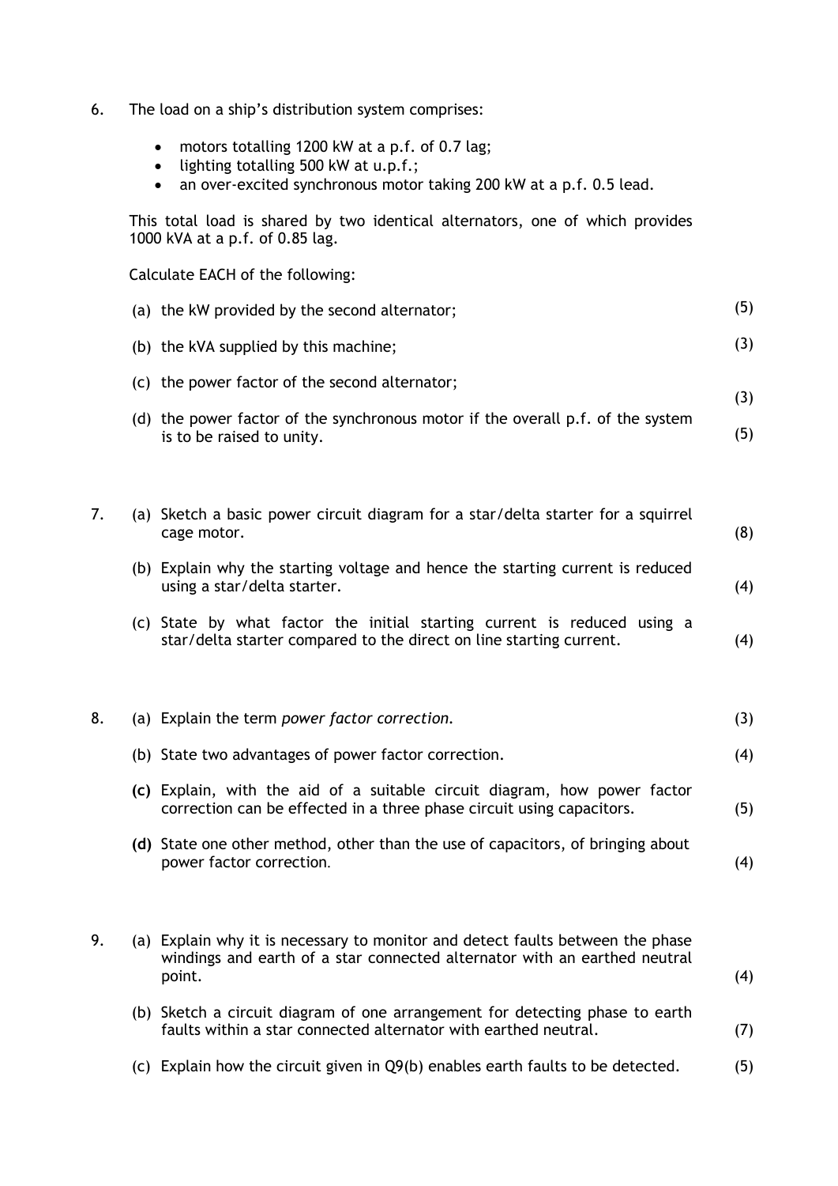6. The load on a ship's distribution system comprises:

   - motors totalling 1200 kW at a p.f. of 0.7 lag;
   - lighting totalling 500 kW at u.p.f.;
   - an over-excited synchronous motor taking 200 kW at a p.f. 0.5 lead.

   This total load is shared by two identical alternators, one of which provides 1000 kVA at a p.f. of 0.85 lag.

   Calculate EACH of the following:

   (a) the kW provided by the second alternator; (5)

   (b) the kVA supplied by this machine; (3)

   (c) the power factor of the second alternator; (3)

   (d) the power factor of the synchronous motor if the overall p.f. of the system is to be raised to unity. (5)

7. (a) Sketch a basic power circuit diagram for a star/delta starter for a squirrel cage motor. (8)

   (b) Explain why the starting voltage and hence the starting current is reduced using a star/delta starter. (4)

   (c) State by what factor the initial starting current is reduced using a star/delta starter compared to the direct on line starting current. (4)

8. (a) Explain the term *power factor correction*. (3)

   (b) State two advantages of power factor correction. (4)

   **(c)** Explain, with the aid of a suitable circuit diagram, how power factor correction can be effected in a three phase circuit using capacitors. (5)

   **(d)** State one other method, other than the use of capacitors, of bringing about power factor correction. (4)

9. (a) Explain why it is necessary to monitor and detect faults between the phase windings and earth of a star connected alternator with an earthed neutral point. (4)

   (b) Sketch a circuit diagram of one arrangement for detecting phase to earth faults within a star connected alternator with earthed neutral. (7)

   (c) Explain how the circuit given in Q9(b) enables earth faults to be detected. (5)